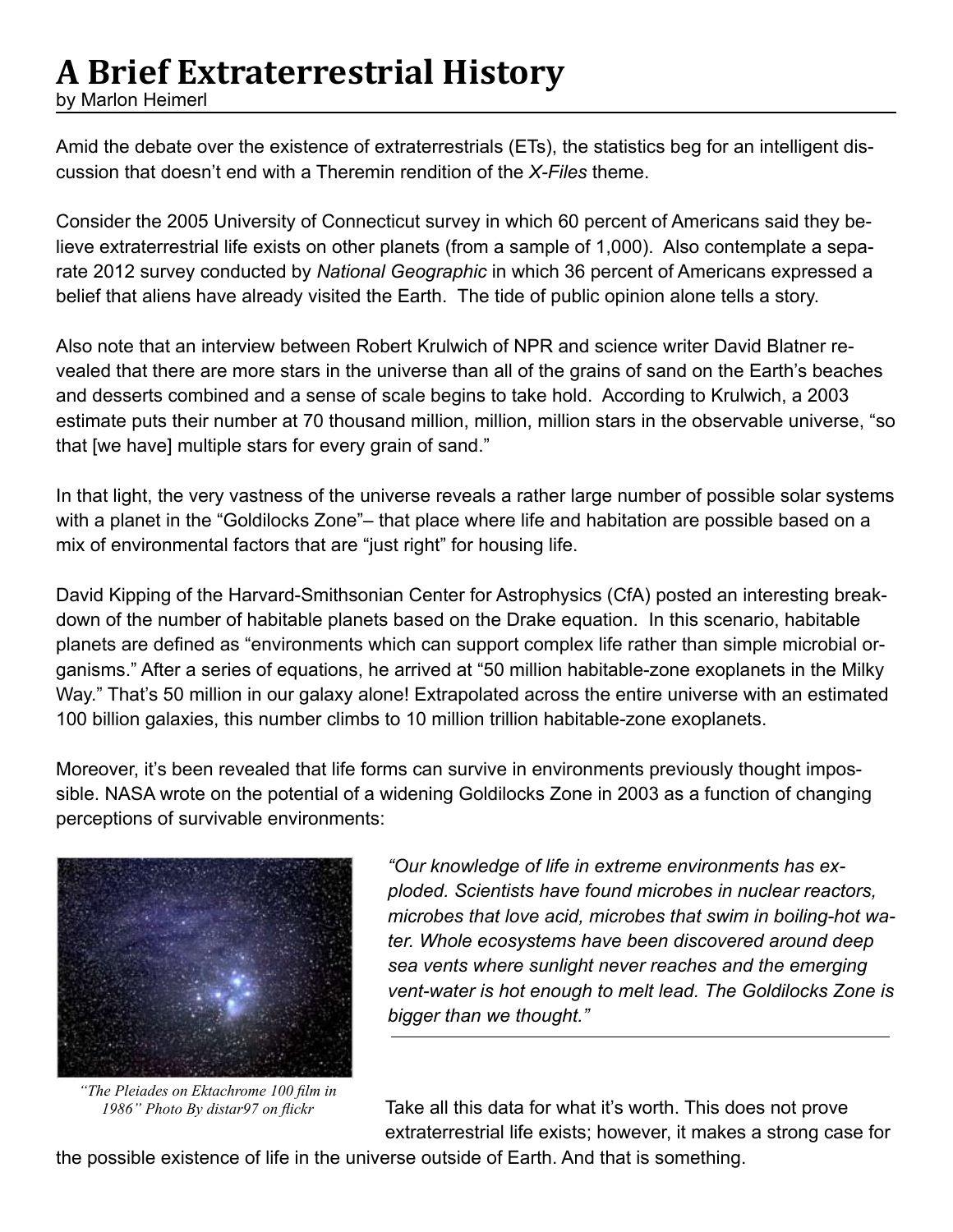# A Brief Extraterrestrial History

by Marlon Heimerl

Amid the debate over the existence of extraterrestrials (ETs), the statistics beg for an intelligent discussion that doesn't end with a Theremin rendition of the *X-Files* theme.

Consider the 2005 University of Connecticut survey in which 60 percent of Americans said they believe extraterrestrial life exists on other planets (from a sample of 1,000). Also contemplate a separate 2012 survey conducted by *National Geographic* in which 36 percent of Americans expressed a belief that aliens have already visited the Earth. The tide of public opinion alone tells a story.

Also note that an interview between Robert Krulwich of NPR and science writer David Blatner revealed that there are more stars in the universe than all of the grains of sand on the Earth's beaches and desserts combined and a sense of scale begins to take hold. According to Krulwich, a 2003 estimate puts their number at 70 thousand million, million, million stars in the observable universe, "so that [we have] multiple stars for every grain of sand."

In that light, the very vastness of the universe reveals a rather large number of possible solar systems with a planet in the "Goldilocks Zone"– that place where life and habitation are possible based on a mix of environmental factors that are "just right" for housing life.

David Kipping of the Harvard-Smithsonian Center for Astrophysics (CfA) posted an interesting breakdown of the number of habitable planets based on the Drake equation. In this scenario, habitable planets are defined as "environments which can support complex life rather than simple microbial organisms." After a series of equations, he arrived at "50 million habitable-zone exoplanets in the Milky Way." That's 50 million in our galaxy alone! Extrapolated across the entire universe with an estimated 100 billion galaxies, this number climbs to 10 million trillion habitable-zone exoplanets.

Moreover, it's been revealed that life forms can survive in environments previously thought impossible. NASA wrote on the potential of a widening Goldilocks Zone in 2003 as a function of changing perceptions of survivable environments:

> *"Our knowledge of life in extreme environments has exploded. Scientists have found microbes in nuclear reactors, microbes that love acid, microbes that swim in boiling-hot water. Whole ecosystems have been discovered around deep sea vents where sunlight never reaches and the emerging vent-water is hot enough to melt lead. The Goldilocks Zone is bigger than we thought."*

*"The Pleiades on Ektachrome 100 film in 1986" Photo By distar97 on flickr*

Take all this data for what it's worth. This does not prove extraterrestrial life exists; however, it makes a strong case for the possible existence of life in the universe outside of Earth. And that is something.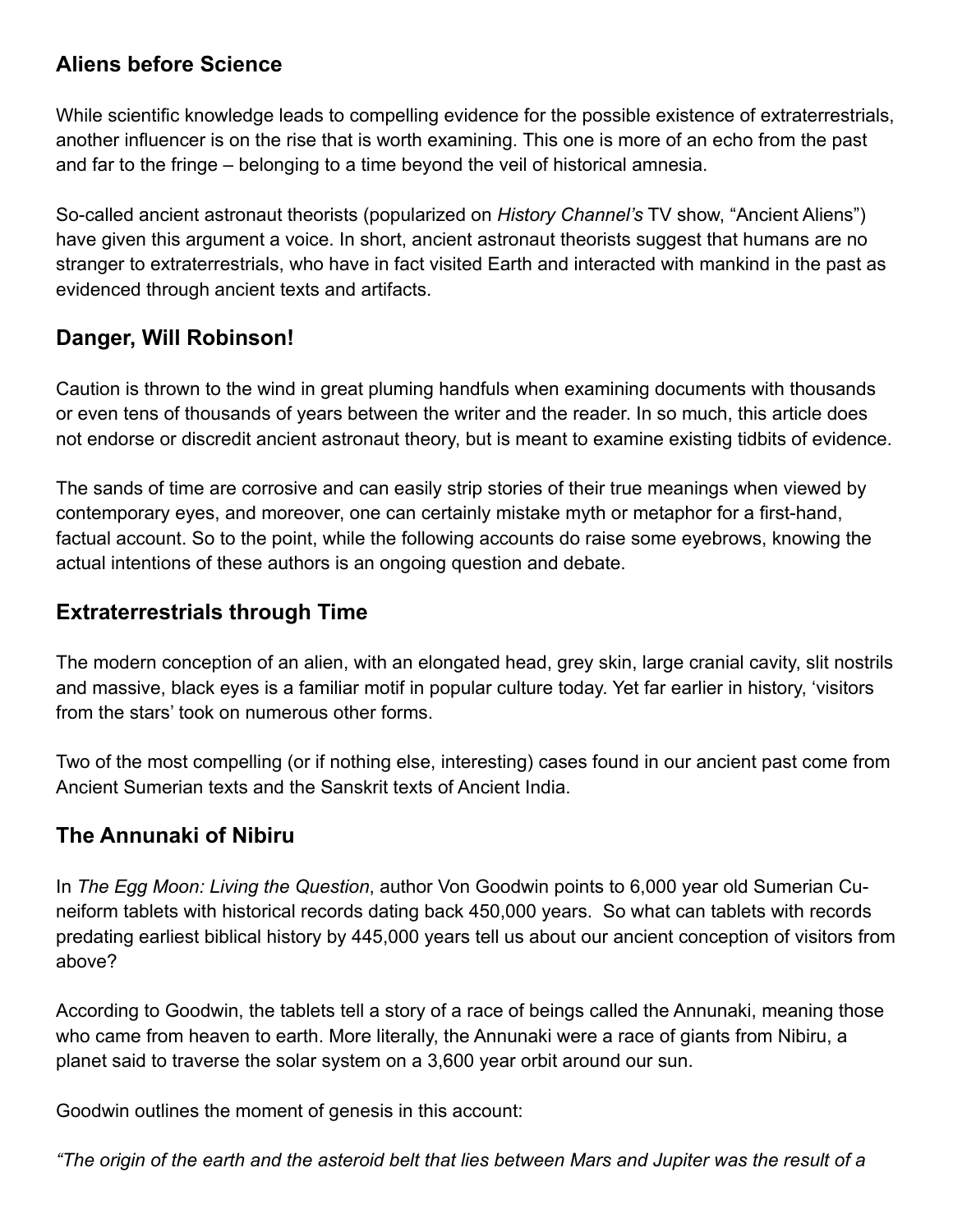## Aliens before Science

While scientific knowledge leads to compelling evidence for the possible existence of extraterrestrials, another influencer is on the rise that is worth examining. This one is more of an echo from the past and far to the fringe – belonging to a time beyond the veil of historical amnesia.

So-called ancient astronaut theorists (popularized on *History Channel's* TV show, "Ancient Aliens") have given this argument a voice. In short, ancient astronaut theorists suggest that humans are no stranger to extraterrestrials, who have in fact visited Earth and interacted with mankind in the past as evidenced through ancient texts and artifacts.

## Danger, Will Robinson!

Caution is thrown to the wind in great pluming handfuls when examining documents with thousands or even tens of thousands of years between the writer and the reader. In so much, this article does not endorse or discredit ancient astronaut theory, but is meant to examine existing tidbits of evidence.

The sands of time are corrosive and can easily strip stories of their true meanings when viewed by contemporary eyes, and moreover, one can certainly mistake myth or metaphor for a first-hand, factual account. So to the point, while the following accounts do raise some eyebrows, knowing the actual intentions of these authors is an ongoing question and debate.

## Extraterrestrials through Time

The modern conception of an alien, with an elongated head, grey skin, large cranial cavity, slit nostrils and massive, black eyes is a familiar motif in popular culture today. Yet far earlier in history, 'visitors from the stars' took on numerous other forms.

Two of the most compelling (or if nothing else, interesting) cases found in our ancient past come from Ancient Sumerian texts and the Sanskrit texts of Ancient India.

## The Annunaki of Nibiru

In *The Egg Moon: Living the Question*, author Von Goodwin points to 6,000 year old Sumerian Cuneiform tablets with historical records dating back 450,000 years. So what can tablets with records predating earliest biblical history by 445,000 years tell us about our ancient conception of visitors from above?

According to Goodwin, the tablets tell a story of a race of beings called the Annunaki, meaning those who came from heaven to earth. More literally, the Annunaki were a race of giants from Nibiru, a planet said to traverse the solar system on a 3,600 year orbit around our sun.

Goodwin outlines the moment of genesis in this account:

*"The origin of the earth and the asteroid belt that lies between Mars and Jupiter was the result of a*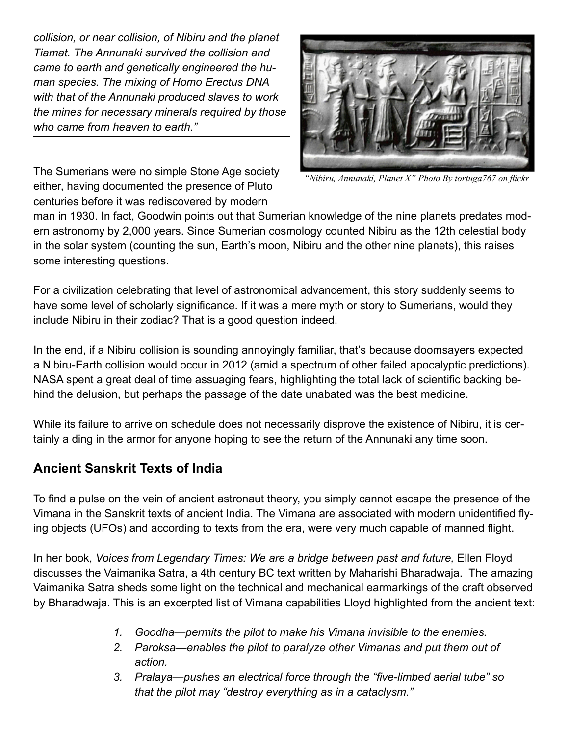*collision, or near collision, of Nibiru and the planet Tiamat. The Annunaki survived the collision and came to earth and genetically engineered the human species. The mixing of Homo Erectus DNA with that of the Annunaki produced slaves to work the mines for necessary minerals required by those who came from heaven to earth."*

*"Nibiru, Annunaki, Planet X" Photo By tortuga767 on flickr*

The Sumerians were no simple Stone Age society either, having documented the presence of Pluto centuries before it was rediscovered by modern man in 1930. In fact, Goodwin points out that Sumerian knowledge of the nine planets predates modern astronomy by 2,000 years. Since Sumerian cosmology counted Nibiru as the 12th celestial body in the solar system (counting the sun, Earth's moon, Nibiru and the other nine planets), this raises some interesting questions.

For a civilization celebrating that level of astronomical advancement, this story suddenly seems to have some level of scholarly significance. If it was a mere myth or story to Sumerians, would they include Nibiru in their zodiac? That is a good question indeed.

In the end, if a Nibiru collision is sounding annoyingly familiar, that's because doomsayers expected a Nibiru-Earth collision would occur in 2012 (amid a spectrum of other failed apocalyptic predictions). NASA spent a great deal of time assuaging fears, highlighting the total lack of scientific backing behind the delusion, but perhaps the passage of the date unabated was the best medicine.

While its failure to arrive on schedule does not necessarily disprove the existence of Nibiru, it is certainly a ding in the armor for anyone hoping to see the return of the Annunaki any time soon.

## Ancient Sanskrit Texts of India

To find a pulse on the vein of ancient astronaut theory, you simply cannot escape the presence of the Vimana in the Sanskrit texts of ancient India. The Vimana are associated with modern unidentified flying objects (UFOs) and according to texts from the era, were very much capable of manned flight.

In her book, *Voices from Legendary Times: We are a bridge between past and future,* Ellen Floyd discusses the Vaimanika Satra, a 4th century BC text written by Maharishi Bharadwaja. The amazing Vaimanika Satra sheds some light on the technical and mechanical earmarkings of the craft observed by Bharadwaja. This is an excerpted list of Vimana capabilities Lloyd highlighted from the ancient text:

1. *Goodha—permits the pilot to make his Vimana invisible to the enemies.*
2. *Paroksa—enables the pilot to paralyze other Vimanas and put them out of action.*
3. *Pralaya—pushes an electrical force through the "five-limbed aerial tube" so that the pilot may "destroy everything as in a cataclysm."*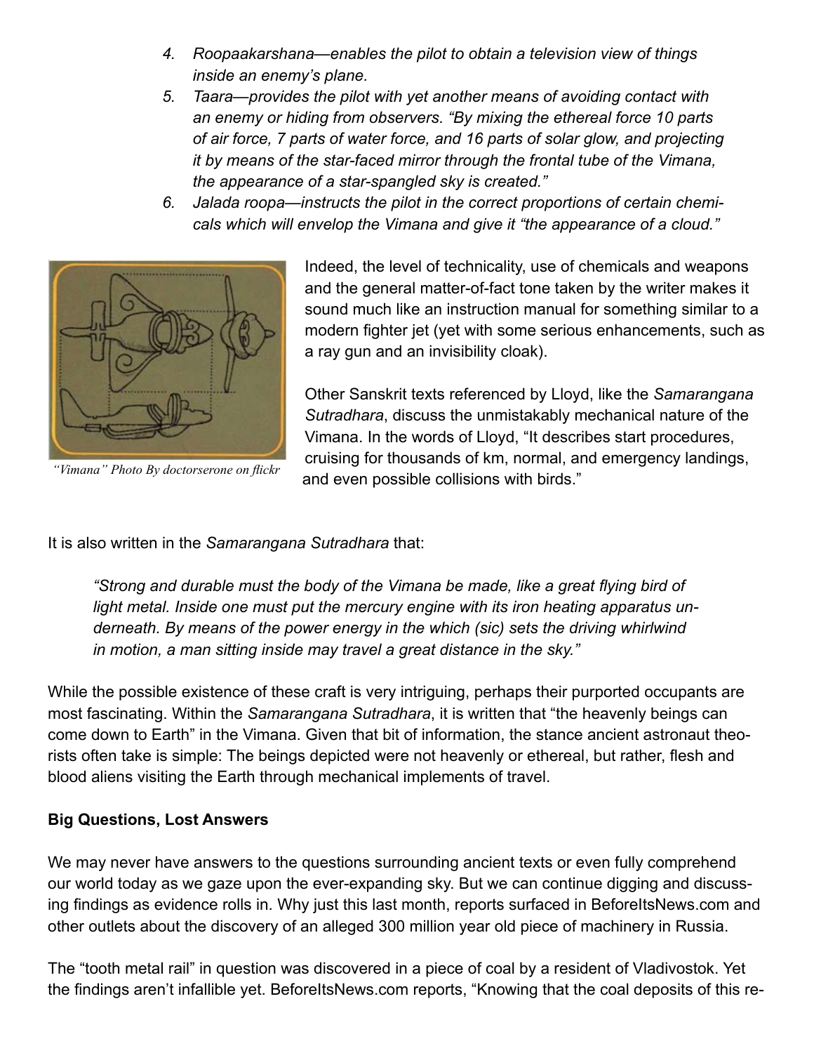4. *Roopaakarshana—enables the pilot to obtain a television view of things inside an enemy's plane.*
5. *Taara—provides the pilot with yet another means of avoiding contact with an enemy or hiding from observers. "By mixing the ethereal force 10 parts of air force, 7 parts of water force, and 16 parts of solar glow, and projecting it by means of the star-faced mirror through the frontal tube of the Vimana, the appearance of a star-spangled sky is created."*
6. *Jalada roopa—instructs the pilot in the correct proportions of certain chemicals which will envelop the Vimana and give it "the appearance of a cloud."*

*"Vimana" Photo By doctorserone on flickr*

Indeed, the level of technicality, use of chemicals and weapons and the general matter-of-fact tone taken by the writer makes it sound much like an instruction manual for something similar to a modern fighter jet (yet with some serious enhancements, such as a ray gun and an invisibility cloak).

Other Sanskrit texts referenced by Lloyd, like the *Samarangana Sutradhara*, discuss the unmistakably mechanical nature of the Vimana. In the words of Lloyd, "It describes start procedures, cruising for thousands of km, normal, and emergency landings, and even possible collisions with birds."

It is also written in the *Samarangana Sutradhara* that:

> *"Strong and durable must the body of the Vimana be made, like a great flying bird of light metal. Inside one must put the mercury engine with its iron heating apparatus underneath. By means of the power energy in the which (sic) sets the driving whirlwind in motion, a man sitting inside may travel a great distance in the sky."*

While the possible existence of these craft is very intriguing, perhaps their purported occupants are most fascinating. Within the *Samarangana Sutradhara*, it is written that "the heavenly beings can come down to Earth" in the Vimana. Given that bit of information, the stance ancient astronaut theorists often take is simple: The beings depicted were not heavenly or ethereal, but rather, flesh and blood aliens visiting the Earth through mechanical implements of travel.

**Big Questions, Lost Answers**

We may never have answers to the questions surrounding ancient texts or even fully comprehend our world today as we gaze upon the ever-expanding sky. But we can continue digging and discussing findings as evidence rolls in. Why just this last month, reports surfaced in BeforeItsNews.com and other outlets about the discovery of an alleged 300 million year old piece of machinery in Russia.

The "tooth metal rail" in question was discovered in a piece of coal by a resident of Vladivostok. Yet the findings aren't infallible yet. BeforeItsNews.com reports, "Knowing that the coal deposits of this re-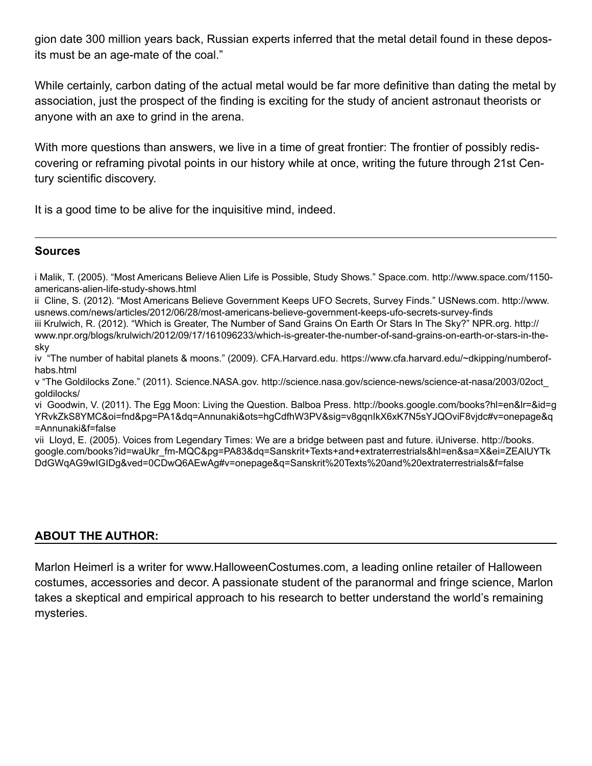gion date 300 million years back, Russian experts inferred that the metal detail found in these deposits must be an age-mate of the coal."

While certainly, carbon dating of the actual metal would be far more definitive than dating the metal by association, just the prospect of the finding is exciting for the study of ancient astronaut theorists or anyone with an axe to grind in the arena.

With more questions than answers, we live in a time of great frontier: The frontier of possibly rediscovering or reframing pivotal points in our history while at once, writing the future through 21st Century scientific discovery.

It is a good time to be alive for the inquisitive mind, indeed.

---

**Sources**

i Malik, T. (2005). "Most Americans Believe Alien Life is Possible, Study Shows." Space.com. http://www.space.com/1150-americans-alien-life-study-shows.html

ii Cline, S. (2012). "Most Americans Believe Government Keeps UFO Secrets, Survey Finds." USNews.com. http://www.usnews.com/news/articles/2012/06/28/most-americans-believe-government-keeps-ufo-secrets-survey-finds

iii Krulwich, R. (2012). "Which is Greater, The Number of Sand Grains On Earth Or Stars In The Sky?" NPR.org. http://www.npr.org/blogs/krulwich/2012/09/17/161096233/which-is-greater-the-number-of-sand-grains-on-earth-or-stars-in-the-sky

iv "The number of habital planets & moons." (2009). CFA.Harvard.edu. https://www.cfa.harvard.edu/~dkipping/numberofhabs.html

v "The Goldilocks Zone." (2011). Science.NASA.gov. http://science.nasa.gov/science-news/science-at-nasa/2003/02oct_goldilocks/

vi Goodwin, V. (2011). The Egg Moon: Living the Question. Balboa Press. http://books.google.com/books?hl=en&lr=&id=gYRvkZkS8YMC&oi=fnd&pg=PA1&dq=Annunaki&ots=hgCdfhW3PV&sig=v8gqnIkX6xK7N5sYJQOviF8vjdc#v=onepage&q=Annunaki&f=false

vii Lloyd, E. (2005). Voices from Legendary Times: We are a bridge between past and future. iUniverse. http://books.google.com/books?id=waUkr_fm-MQC&pg=PA83&dq=Sanskrit+Texts+and+extraterrestrials&hl=en&sa=X&ei=ZEAlUYTkDdGWqAG9wIGIDg&ved=0CDwQ6AEwAg#v=onepage&q=Sanskrit%20Texts%20and%20extraterrestrials&f=false

## ABOUT THE AUTHOR:

Marlon Heimerl is a writer for www.HalloweenCostumes.com, a leading online retailer of Halloween costumes, accessories and decor. A passionate student of the paranormal and fringe science, Marlon takes a skeptical and empirical approach to his research to better understand the world's remaining mysteries.